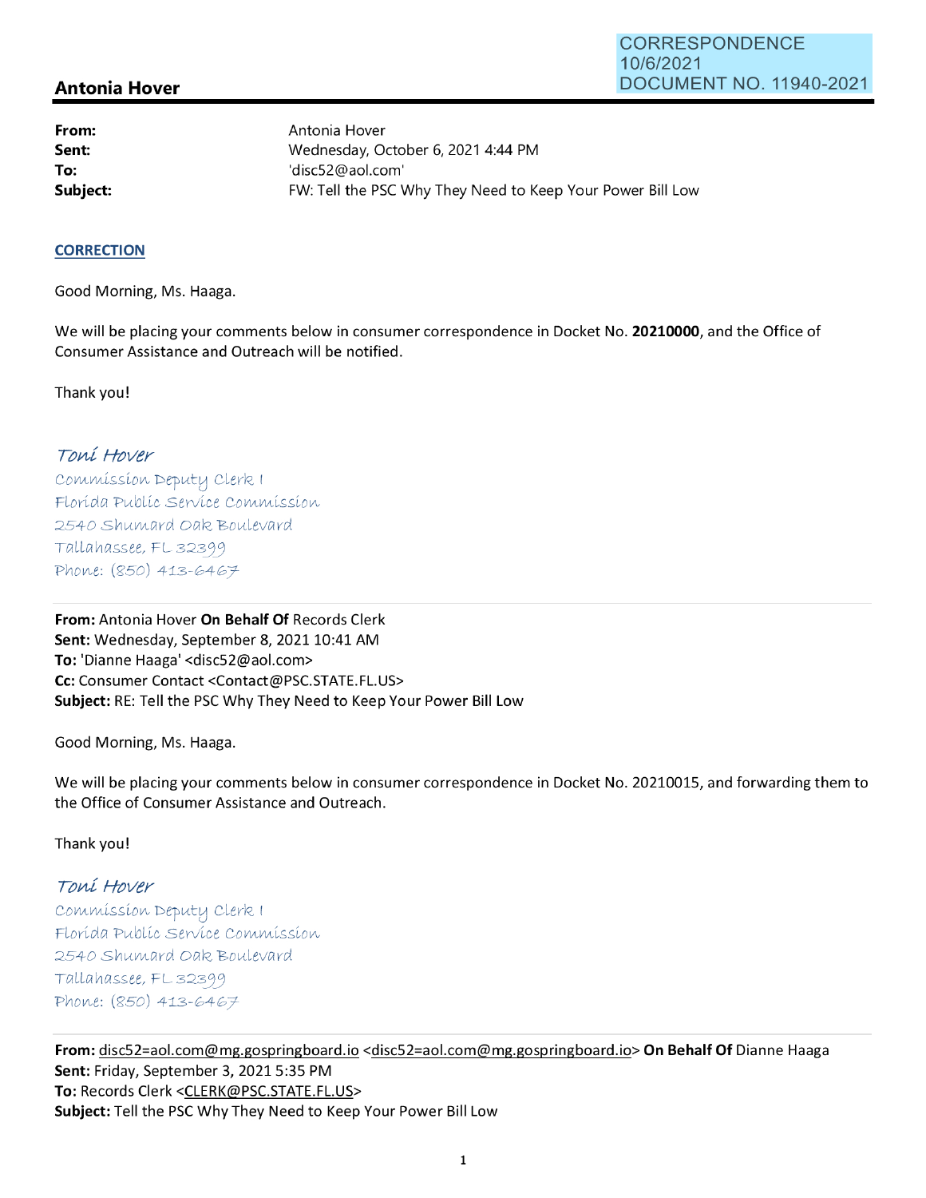CORRESPONDENCE
10/6/2021
DOCUMENT NO. 11940-2021

## Antonia Hover

| | |
|---|---|
| **From:** | Antonia Hover |
| **Sent:** | Wednesday, October 6, 2021 4:44 PM |
| **To:** | 'disc52@aol.com' |
| **Subject:** | FW: Tell the PSC Why They Need to Keep Your Power Bill Low |

**CORRECTION**

Good Morning, Ms. Haaga.

We will be placing your comments below in consumer correspondence in Docket No. **20210000**, and the Office of Consumer Assistance and Outreach will be notified.

Thank you!

*Toni Hover*
Commission Deputy Clerk I
Florida Public Service Commission
2540 Shumard Oak Boulevard
Tallahassee, FL 32399
Phone: (850) 413-6467

---

**From:** Antonia Hover **On Behalf Of** Records Clerk
**Sent:** Wednesday, September 8, 2021 10:41 AM
**To:** 'Dianne Haaga' <disc52@aol.com>
**Cc:** Consumer Contact <Contact@PSC.STATE.FL.US>
**Subject:** RE: Tell the PSC Why They Need to Keep Your Power Bill Low

Good Morning, Ms. Haaga.

We will be placing your comments below in consumer correspondence in Docket No. 20210015, and forwarding them to the Office of Consumer Assistance and Outreach.

Thank you!

*Toni Hover*
Commission Deputy Clerk I
Florida Public Service Commission
2540 Shumard Oak Boulevard
Tallahassee, FL 32399
Phone: (850) 413-6467

---

**From:** disc52=aol.com@mg.gospringboard.io <disc52=aol.com@mg.gospringboard.io> **On Behalf Of** Dianne Haaga
**Sent:** Friday, September 3, 2021 5:35 PM
**To:** Records Clerk <CLERK@PSC.STATE.FL.US>
**Subject:** Tell the PSC Why They Need to Keep Your Power Bill Low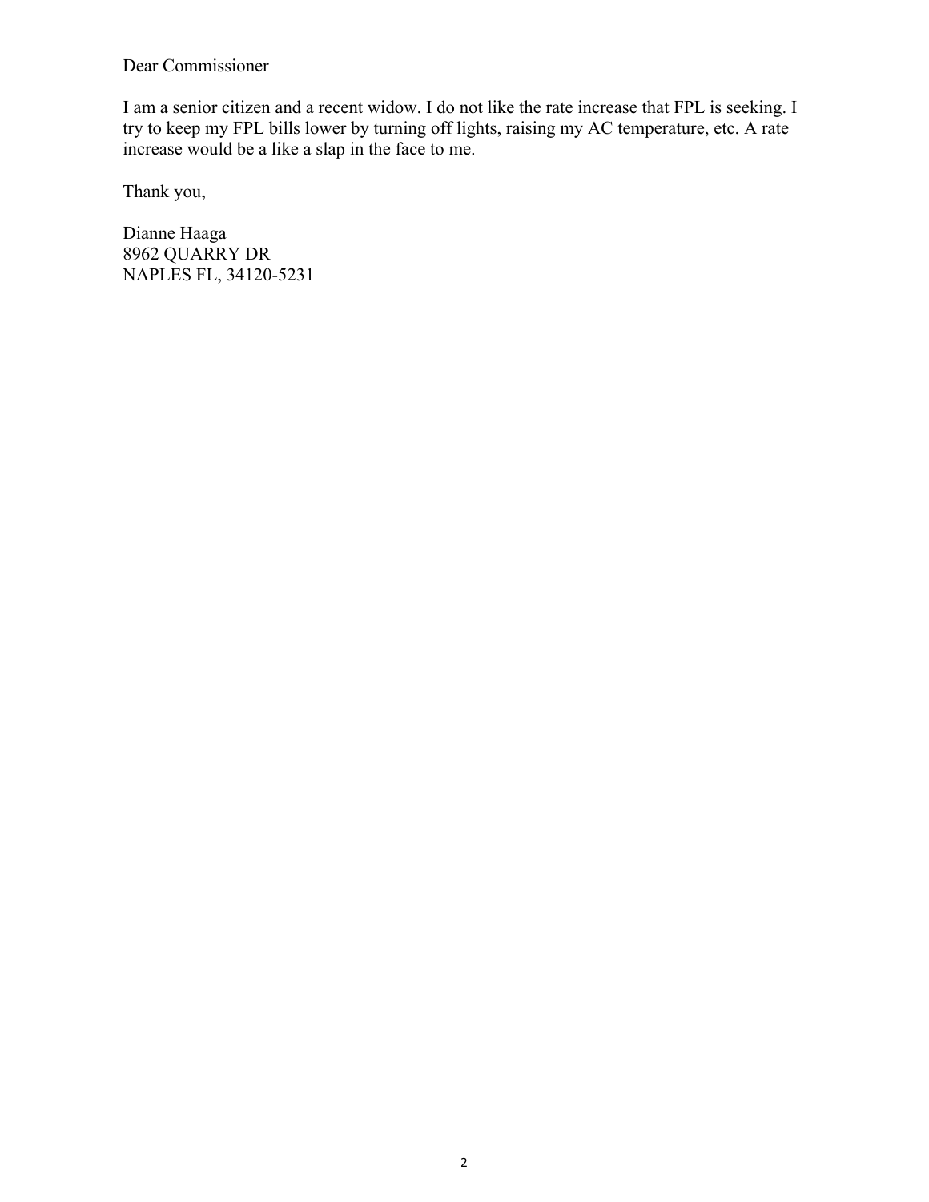Dear Commissioner

I am a senior citizen and a recent widow. I do not like the rate increase that FPL is seeking. I try to keep my FPL bills lower by turning off lights, raising my AC temperature, etc. A rate increase would be a like a slap in the face to me.

Thank you,

Dianne Haaga
8962 QUARRY DR
NAPLES FL, 34120-5231